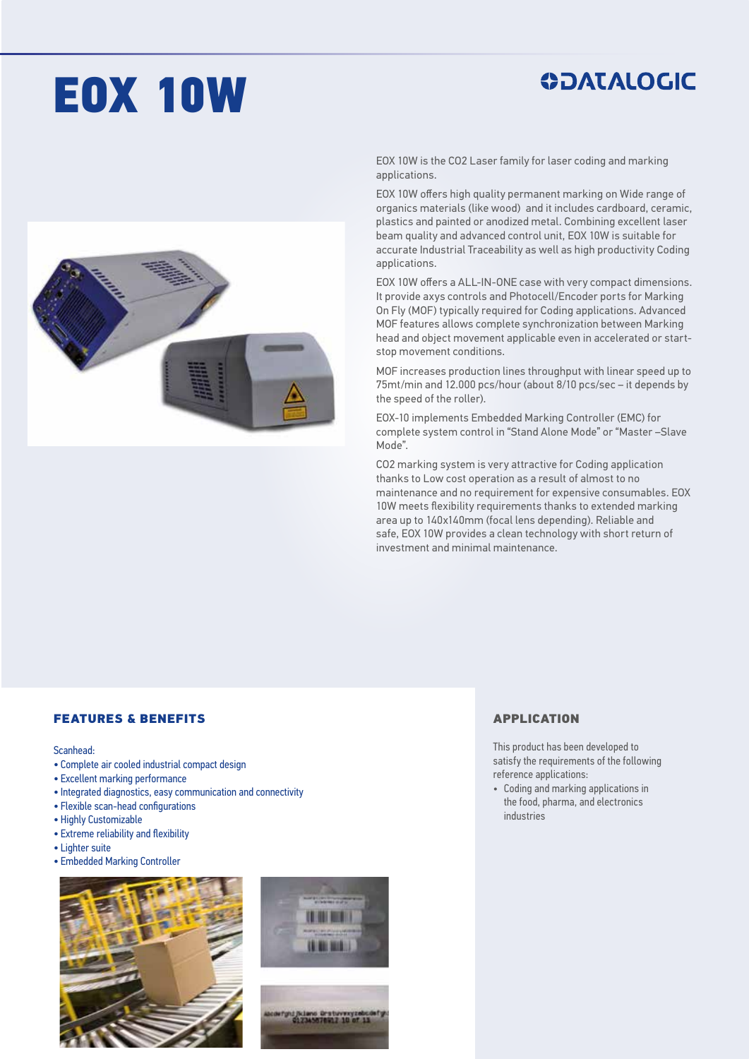# EOX 10W

DATALOGIC

EOX 10W is the CO2 Laser family for laser coding and marking applications.

EOX 10W offers high quality permanent marking on Wide range of organics materials (like wood) and it includes cardboard, ceramic, plastics and painted or anodized metal. Combining excellent laser beam quality and advanced control unit, EOX 10W is suitable for accurate Industrial Traceability as well as high productivity Coding applications.

EOX 10W offers a ALL-IN-ONE case with very compact dimensions. It provide axys controls and Photocell/Encoder ports for Marking On Fly (MOF) typically required for Coding applications. Advanced MOF features allows complete synchronization between Marking head and object movement applicable even in accelerated or start-stop movement conditions.

MOF increases production lines throughput with linear speed up to 75mt/min and 12.000 pcs/hour (about 8/10 pcs/sec – it depends by the speed of the roller).

EOX-10 implements Embedded Marking Controller (EMC) for complete system control in “Stand Alone Mode” or “Master –Slave Mode”.

CO2 marking system is very attractive for Coding application thanks to Low cost operation as a result of almost to no maintenance and no requirement for expensive consumables. EOX 10W meets flexibility requirements thanks to extended marking area up to 140x140mm (focal lens depending). Reliable and safe, EOX 10W provides a clean technology with short return of investment and minimal maintenance.

## FEATURES & BENEFITS

Scanhead:

- Complete air cooled industrial compact design
- Excellent marking performance
- Integrated diagnostics, easy communication and connectivity
- Flexible scan-head configurations
- Highly Customizable
- Extreme reliability and flexibility
- Lighter suite
- Embedded Marking Controller

## APPLICATION

This product has been developed to satisfy the requirements of the following reference applications:

- Coding and marking applications in the food, pharma, and electronics industries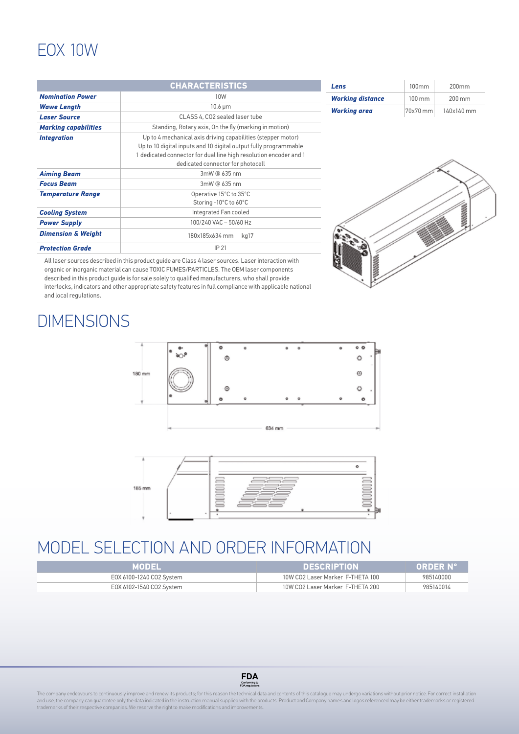# EOX 10W

| CHARACTERISTICS | |
|---|---|
| ***Nomination Power*** | 10W |
| ***Wawe Length*** | 10.6 µm |
| ***Laser Source*** | CLASS 4, CO2 sealed laser tube |
| ***Marking capabilities*** | Standing, Rotary axis, On the fly (marking in motion) |
| ***Integration*** | Up to 4 mechanical axis driving capabilities (stepper motor)<br>Up to 10 digital inputs and 10 digital output fully programmable<br>1 dedicated connector for dual line high resolution encoder and 1 dedicated connector for photocell |
| ***Aiming Beam*** | 3mW @ 635 nm |
| ***Focus Beam*** | 3mW @ 635 nm |
| ***Temperature Range*** | Operative 15°C to 35°C<br>Storing -10°C to 60°C |
| ***Cooling System*** | Integrated Fan cooled |
| ***Power Supply*** | 100/240 VAC – 50/60 Hz |
| ***Dimension & Weight*** | 180x185x634 mm kg17 |
| ***Protection Grade*** | IP 21 |

| ***Lens*** | 100mm | 200mm |
|---|---|---|
| ***Working distance*** | 100 mm | 200 mm |
| ***Working area*** | 70x70 mm | 140x140 mm |

All laser sources described in this product guide are Class 4 laser sources. Laser interaction with organic or inorganic material can cause TOXIC FUMES/PARTICLES. The OEM laser components described in this product guide is for sale solely to qualified manufacturers, who shall provide interlocks, indicators and other appropriate safety features in full compliance with applicable national and local regulations.

# DIMENSIONS

180 mm

634 mm

185 mm

# MODEL SELECTION AND ORDER INFORMATION

| MODEL | DESCRIPTION | ORDER N° |
|---|---|---|
| EOX 6100-1240 CO2 System | 10W CO2 Laser Marker F-THETA 100 | 985140000 |
| EOX 6102-1540 CO2 System | 10W CO2 Laser Marker F-THETA 200 | 985140014 |

FDA
Conforming to FDA regulations

The company endeavours to continuously improve and renew its products; for this reason the technical data and contents of this catalogue may undergo variations without prior notice. For correct installation and use, the company can guarantee only the data indicated in the instruction manual supplied with the products. Product and Company names and logos referenced may be either trademarks or registered trademarks of their respective companies. We reserve the right to make modifications and improvements.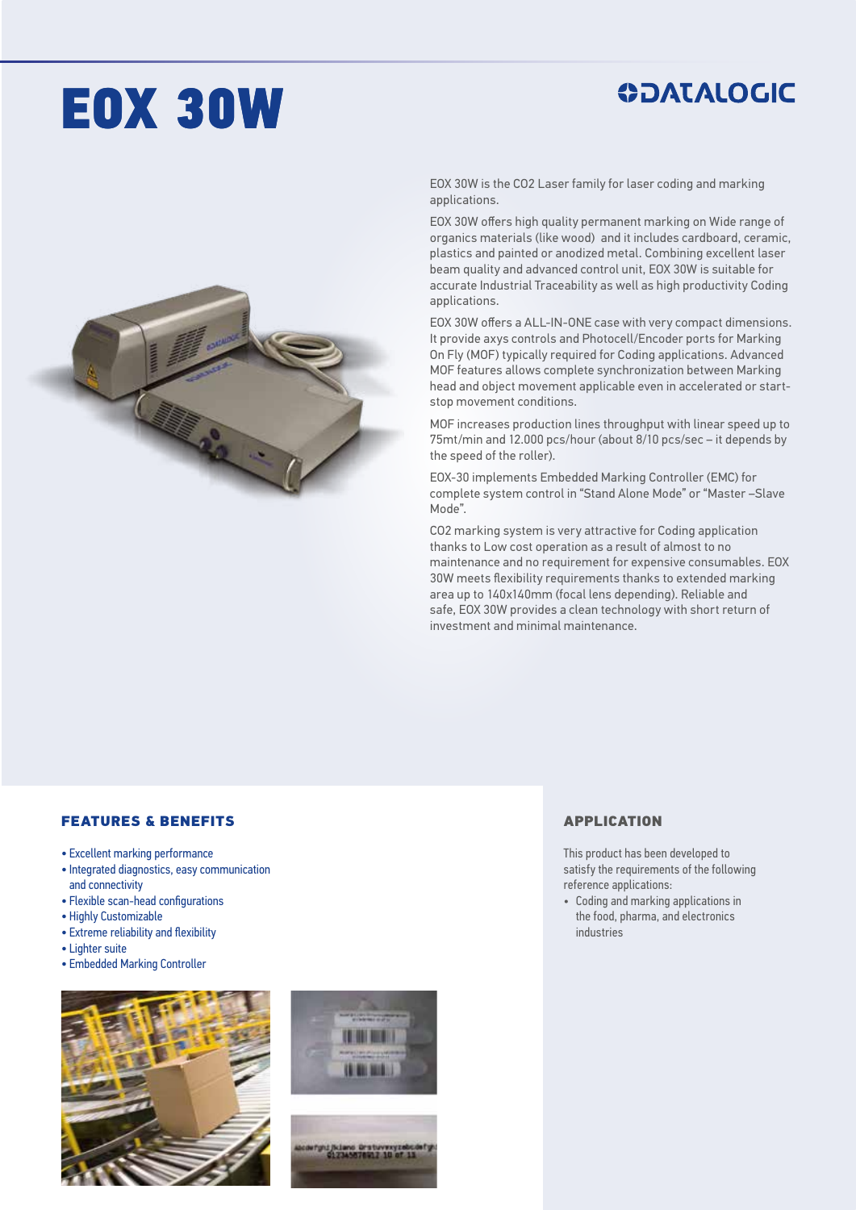# EOX 30W

DATALOGIC

EOX 30W is the $CO_2$ Laser family for laser coding and marking applications.

EOX 30W offers high quality permanent marking on Wide range of organics materials (like wood) and it includes cardboard, ceramic, plastics and painted or anodized metal. Combining excellent laser beam quality and advanced control unit, EOX 30W is suitable for accurate Industrial Traceability as well as high productivity Coding applications.

EOX 30W offers a ALL-IN-ONE case with very compact dimensions. It provide axys controls and Photocell/Encoder ports for Marking On Fly (MOF) typically required for Coding applications. Advanced MOF features allows complete synchronization between Marking head and object movement applicable even in accelerated or start-stop movement conditions.

MOF increases production lines throughput with linear speed up to 75mt/min and 12.000 pcs/hour (about 8/10 pcs/sec – it depends by the speed of the roller).

EOX-30 implements Embedded Marking Controller (EMC) for complete system control in "Stand Alone Mode" or "Master –Slave Mode".

$CO_2$ marking system is very attractive for Coding application thanks to Low cost operation as a result of almost to no maintenance and no requirement for expensive consumables. EOX 30W meets flexibility requirements thanks to extended marking area up to 140x140mm (focal lens depending). Reliable and safe, EOX 30W provides a clean technology with short return of investment and minimal maintenance.

## FEATURES & BENEFITS

- Excellent marking performance
- Integrated diagnostics, easy communication and connectivity
- Flexible scan-head configurations
- Highly Customizable
- Extreme reliability and flexibility
- Lighter suite
- Embedded Marking Controller

## APPLICATION

This product has been developed to satisfy the requirements of the following reference applications:

- Coding and marking applications in the food, pharma, and electronics industries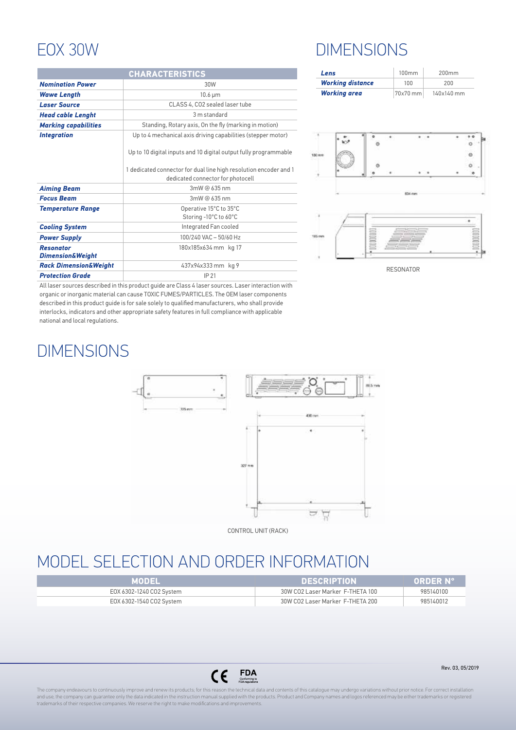# EOX 30W

| CHARACTERISTICS | |
|---|---|
| ***Nomination Power*** | 30W |
| ***Wawe Length*** | 10.6 µm |
| ***Laser Source*** | CLASS 4, $CO_2$ sealed laser tube |
| ***Head cable Lenght*** | 3 m standard |
| ***Marking capabilities*** | Standing, Rotary axis, On the fly (marking in motion) |
| ***Integration*** | Up to 4 mechanical axis driving capabilities (stepper motor)<br><br>Up to 10 digital inputs and 10 digital output fully programmable<br><br>1 dedicated connector for dual line high resolution encoder and 1 dedicated connector for photocell |
| ***Aiming Beam*** | 3mW @ 635 nm |
| ***Focus Beam*** | 3mW @ 635 nm |
| ***Temperature Range*** | Operative 15°C to 35°C<br>Storing -10°C to 60°C |
| ***Cooling System*** | Integrated Fan cooled |
| ***Power Supply*** | 100/240 VAC – 50/60 Hz |
| ***Resonator Dimension&Weight*** | 180x185x634 mm kg 17 |
| ***Rack Dimension&Weight*** | 437x94x333 mm kg 9 |
| ***Protection Grade*** | IP 21 |

All laser sources described in this product guide are Class 4 laser sources. Laser interaction with organic or inorganic material can cause TOXIC FUMES/PARTICLES. The OEM laser components described in this product guide is for sale solely to qualified manufacturers, who shall provide interlocks, indicators and other appropriate safety features in full compliance with applicable national and local regulations.

# DIMENSIONS

| ***Lens*** | 100mm | 200mm |
|---|---|---|
| ***Working distance*** | 100 | 200 |
| ***Working area*** | 70x70 mm | 140x140 mm |

180 mm

634 mm

185 mm

RESONATOR

# DIMENSIONS

335 mm

88.5 mm

430 mm

327 mm

CONTROL UNIT (RACK)

# MODEL SELECTION AND ORDER INFORMATION

| MODEL | DESCRIPTION | ORDER N° |
|---|---|---|
| EOX 6302-1240 $CO_2$ System | 30W $CO_2$ Laser Marker F-THETA 100 | 985140100 |
| EOX 6302-1540 $CO_2$ System | 30W $CO_2$ Laser Marker F-THETA 200 | 985140012 |

Rev. 03, 05/2019

CE FDA Conforming to FDA regulations

The company endeavours to continuously improve and renew its products; for this reason the technical data and contents of this catalogue may undergo variations without prior notice. For correct installation and use, the company can guarantee only the data indicated in the instruction manual supplied with the products. Product and Company names and logos referenced may be either trademarks or registered trademarks of their respective companies. We reserve the right to make modifications and improvements.